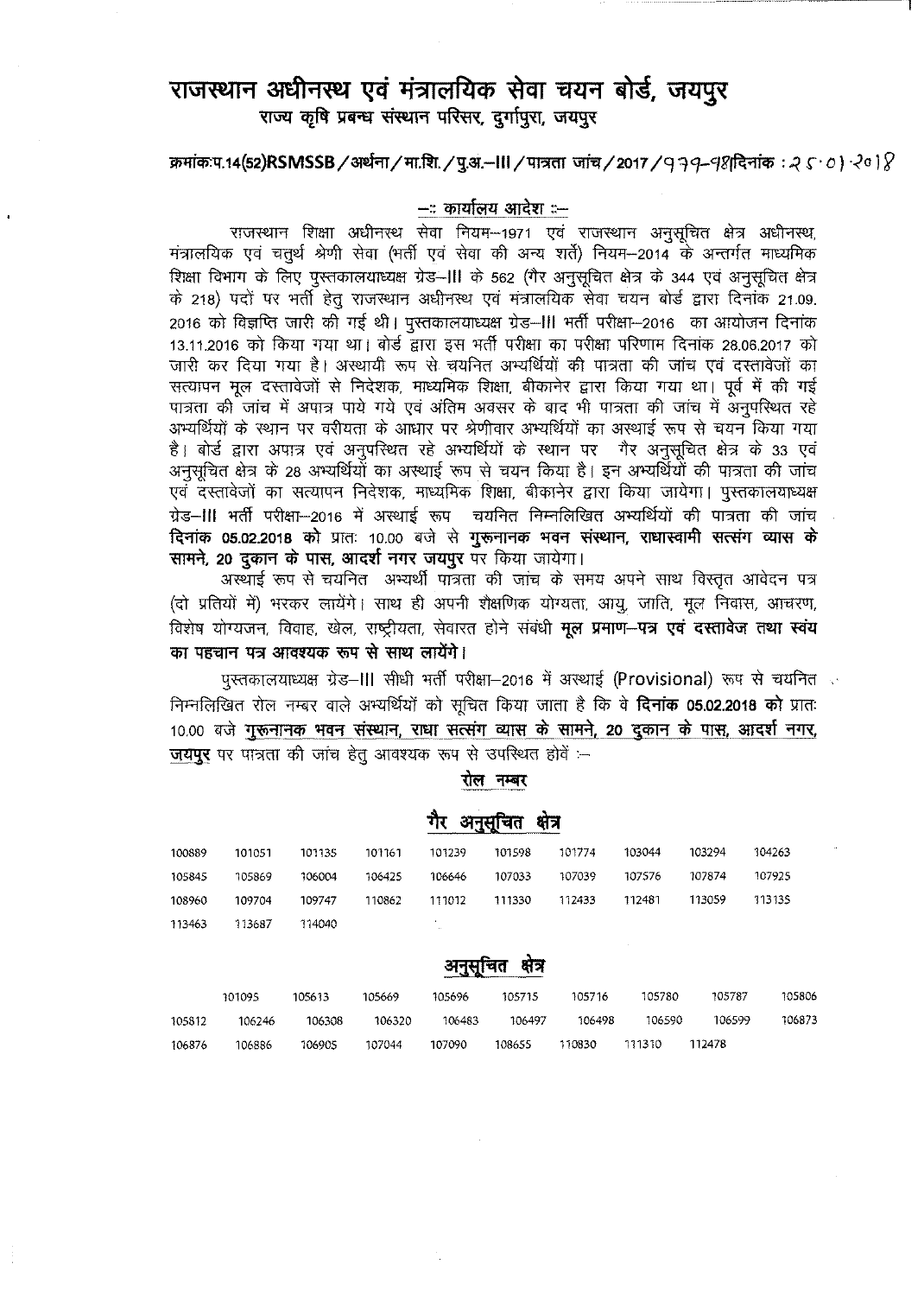# राजस्थान अधीनस्थ एवं मंत्रालयिक सेवा चयन बोर्ड, जयपुर

## राज्य कृषि प्रबन्ध संस्थान परिसर, दुर्गापुरा, जयपुर

**क्रमांकःप.14(52)RSMSSB / अर्थना / मा.शि. / पु.अ.-III / पात्रता जांच / 2017 / 979-98 दिनांक : 25·01·2018**

### –:: कार्यालय आदेश ::–

राजस्थान शिक्षा अधीनस्थ सेवा नियम–1971 एवं राजस्थान अनुसूचित क्षेत्र अधीनस्थ, मंत्रालयिक एवं चतुर्थ श्रेणी सेवा (भर्ती एवं सेवा की अन्य शर्ते) नियम–2014 के अन्तर्गत माध्यमिक शिक्षा विभाग के लिए पुस्तकालयाध्यक्ष ग्रेड–III के 562 (गैर अनुसूचित क्षेत्र के 344 एवं अनुसूचित क्षेत्र के 218) पदों पर भर्ती हेतु राजस्थान अधीनस्थ एवं मंत्रालयिक सेवा चयन बोर्ड द्वारा दिनांक 21.09.2016 को विज्ञप्ति जारी की गई थी। पुस्तकालयाध्यक्ष ग्रेड–III भर्ती परीक्षा–2016 का आयोजन दिनांक 13.11.2016 को किया गया था। बोर्ड द्वारा इस भर्ती परीक्षा का परीक्षा परिणाम दिनांक 28.06.2017 को जारी कर दिया गया है। अस्थायी रूप से चयनित अभ्यर्थियों की पात्रता की जांच एवं दस्तावेजों का सत्यापन मूल दस्तावेजों से निदेशक, माध्यमिक शिक्षा, बीकानेर द्वारा किया गया था। पूर्व में की गई पात्रता की जांच में अपात्र पाये गये एवं अंतिम अवसर के बाद भी पात्रता की जांच में अनुपस्थित रहे अभ्यर्थियों के स्थान पर वरीयता के आधार पर श्रेणीवार अभ्यर्थियों का अस्थाई रूप से चयन किया गया है। बोर्ड द्वारा अपात्र एवं अनुपस्थित रहे अभ्यर्थियों के स्थान पर गैर अनुसूचित क्षेत्र के 33 एवं अनुसूचित क्षेत्र के 28 अभ्यर्थियों का अस्थाई रूप से चयन किया है। इन अभ्यर्थियों की पात्रता की जांच एवं दस्तावेजों का सत्यापन निदेशक, माध्यमिक शिक्षा, बीकानेर द्वारा किया जायेगा। पुस्तकालयाध्यक्ष ग्रेड–III भर्ती परीक्षा–2016 में अस्थाई रूप चयनित निम्नलिखित अभ्यर्थियों की पात्रता की जांच **दिनांक 05.02.2018 को** प्रातः 10.00 बजे से **गुरूनानक भवन संस्थान, राधास्वामी सत्संग व्यास के सामने, 20 दुकान के पास, आदर्श नगर जयपुर** पर किया जायेगा।

अस्थाई रूप से चयनित अभ्यर्थी पात्रता की जांच के समय अपने साथ विस्तृत आवेदन पत्र (दो प्रतियों में) भरकर लायेंगे। साथ ही अपनी शैक्षणिक योग्यता, आयु, जाति, मूल निवास, आचरण, विशेष योग्यजन, विवाह, खेल, राष्ट्रीयता, सेवारत होने संबंधी **मूल प्रमाण–पत्र एवं दस्तावेज तथा स्वंय का पहचान पत्र आवश्यक रूप से साथ लायेंगे।**

पुस्तकालयाध्यक्ष ग्रेड–III सीधी भर्ती परीक्षा–2016 में अस्थाई (Provisional) रूप से चयनित निम्नलिखित रोल नम्बर वाले अभ्यर्थियों को सूचित किया जाता है कि वे **दिनांक 05.02.2018 को** प्रातः 10.00 बजे <u>**गुरूनानक भवन संस्थान, राधा सत्संग व्यास के सामने, 20 दुकान के पास, आदर्श नगर, जयपुर**</u> पर पात्रता की जांच हेतु आवश्यक रूप से उपस्थित होवें :–

### रोल नम्बर

### गैर अनुसूचित क्षेत्र

| | | | | | | | | | |
|---|---|---|---|---|---|---|---|---|---|
| 100889 | 101051 | 101135 | 101161 | 101239 | 101598 | 101774 | 103044 | 103294 | 104263 |
| 105845 | 105869 | 106004 | 106425 | 106646 | 107033 | 107039 | 107576 | 107874 | 107925 |
| 108960 | 109704 | 109747 | 110862 | 111012 | 111330 | 112433 | 112481 | 113059 | 113135 |
| 113463 | 113687 | 114040 | | | | | | | |

### अनुसूचित क्षेत्र

| | | | | | | | | | |
|---|---|---|---|---|---|---|---|---|---|
| | 101095 | 105613 | 105669 | 105696 | 105715 | 105716 | 105780 | 105787 | 105806 |
| 105812 | 106246 | 106308 | 106320 | 106483 | 106497 | 106498 | 106590 | 106599 | 106873 |
| 106876 | 106886 | 106905 | 107044 | 107090 | 108655 | 110830 | 111310 | 112478 | |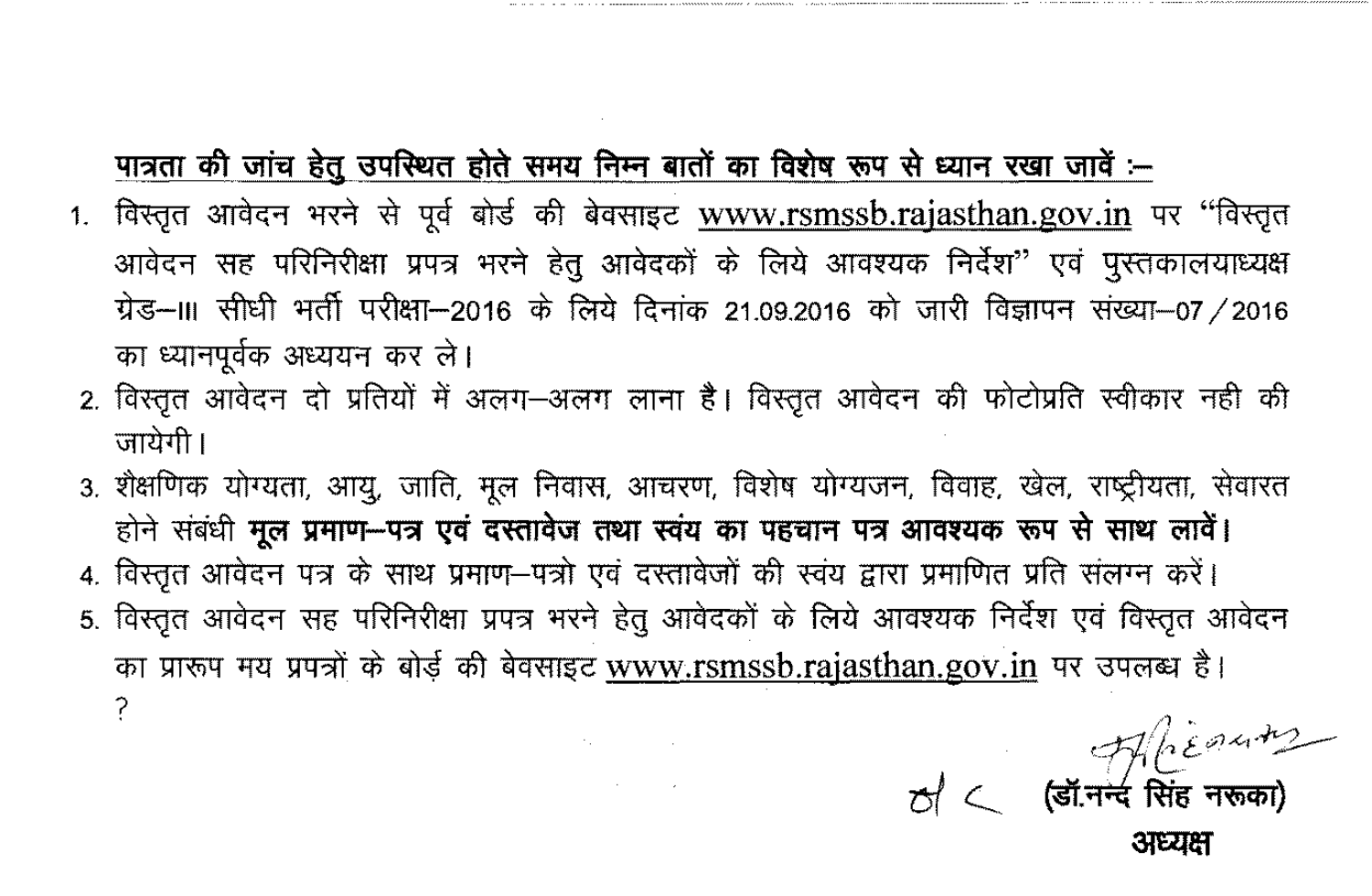<u>पात्रता की जांच हेतु उपस्थित होते समय निम्न बातों का विशेष रूप से ध्यान रखा जावें :–</u>

1. विस्तृत आवेदन भरने से पूर्व बोर्ड की बेवसाइट www.rsmssb.rajasthan.gov.in पर "विस्तृत आवेदन सह परिनिरीक्षा प्रपत्र भरने हेतु आवेदकों के लिये आवश्यक निर्देश" एवं पुस्तकालयाध्यक्ष ग्रेड–III सीधी भर्ती परीक्षा–2016 के लिये दिनांक 21.09.2016 को जारी विज्ञापन संख्या–07/2016 का ध्यानपूर्वक अध्ययन कर ले।
2. विस्तृत आवेदन दो प्रतियों में अलग–अलग लाना है। विस्तृत आवेदन की फोटोप्रति स्वीकार नही की जायेगी।
3. शैक्षणिक योग्यता, आयु, जाति, मूल निवास, आचरण, विशेष योग्यजन, विवाह, खेल, राष्ट्रीयता, सेवारत होने संबंधी **मूल प्रमाण–पत्र एवं दस्तावेज तथा स्वंय का पहचान पत्र आवश्यक रूप से साथ लावें।**
4. विस्तृत आवेदन पत्र के साथ प्रमाण–पत्रो एवं दस्तावेजों की स्वंय द्वारा प्रमाणित प्रति संलग्न करें।
5. विस्तृत आवेदन सह परिनिरीक्षा प्रपत्र भरने हेतु आवेदकों के लिये आवश्यक निर्देश एवं विस्तृत आवेदन का प्रारूप मय प्रपत्रों के बोर्ड की बेवसाइट www.rsmssb.rajasthan.gov.in पर उपलब्ध है।

?

(डॉ.नन्द सिंह नरूका)
**अध्यक्ष**